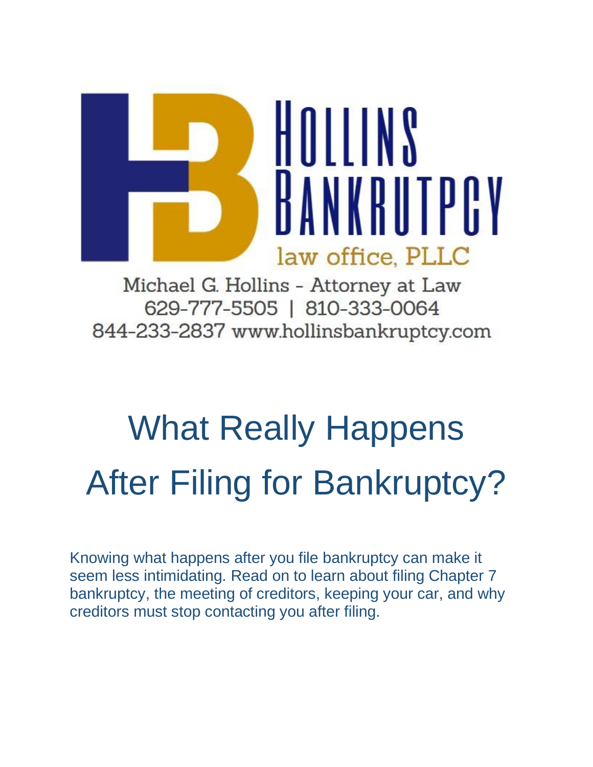HOLLINS BANKRUTPCY

law office, PLLC

Michael G. Hollins - Attorney at Law

629-777-5505 | 810-333-0064

844-233-2837 www.hollinsbankruptcy.com

# What Really Happens After Filing for Bankruptcy?

Knowing what happens after you file bankruptcy can make it seem less intimidating. Read on to learn about filing Chapter 7 bankruptcy, the meeting of creditors, keeping your car, and why creditors must stop contacting you after filing.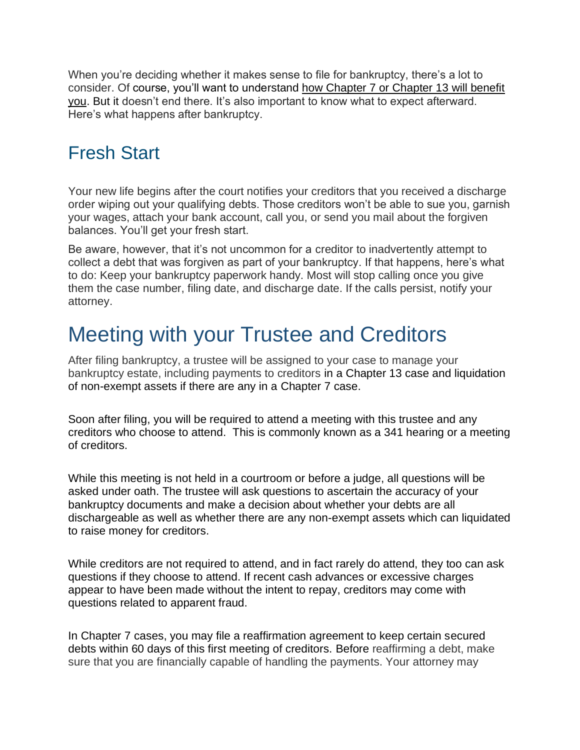When you're deciding whether it makes sense to file for bankruptcy, there's a lot to consider. Of course, you'll want to understand how Chapter 7 or Chapter 13 will benefit you. But it doesn't end there. It's also important to know what to expect afterward. Here's what happens after bankruptcy.

## Fresh Start

Your new life begins after the court notifies your creditors that you received a discharge order wiping out your qualifying debts. Those creditors won't be able to sue you, garnish your wages, attach your bank account, call you, or send you mail about the forgiven balances. You'll get your fresh start.

Be aware, however, that it's not uncommon for a creditor to inadvertently attempt to collect a debt that was forgiven as part of your bankruptcy. If that happens, here's what to do: Keep your bankruptcy paperwork handy. Most will stop calling once you give them the case number, filing date, and discharge date. If the calls persist, notify your attorney.

# Meeting with your Trustee and Creditors

After filing bankruptcy, a trustee will be assigned to your case to manage your bankruptcy estate, including payments to creditors in a Chapter 13 case and liquidation of non-exempt assets if there are any in a Chapter 7 case.

Soon after filing, you will be required to attend a meeting with this trustee and any creditors who choose to attend. This is commonly known as a 341 hearing or a meeting of creditors.

While this meeting is not held in a courtroom or before a judge, all questions will be asked under oath. The trustee will ask questions to ascertain the accuracy of your bankruptcy documents and make a decision about whether your debts are all dischargeable as well as whether there are any non-exempt assets which can liquidated to raise money for creditors.

While creditors are not required to attend, and in fact rarely do attend, they too can ask questions if they choose to attend. If recent cash advances or excessive charges appear to have been made without the intent to repay, creditors may come with questions related to apparent fraud.

In Chapter 7 cases, you may file a reaffirmation agreement to keep certain secured debts within 60 days of this first meeting of creditors. Before reaffirming a debt, make sure that you are financially capable of handling the payments. Your attorney may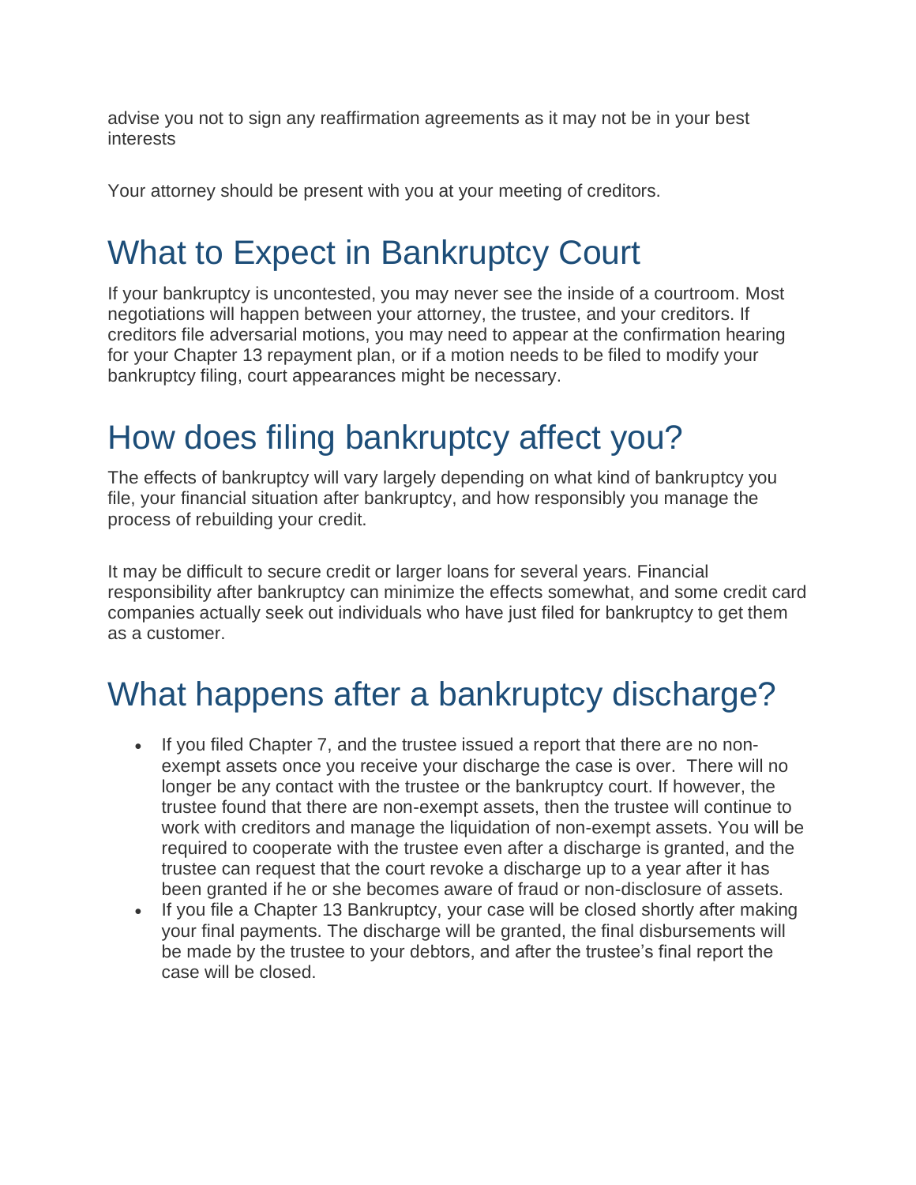advise you not to sign any reaffirmation agreements as it may not be in your best interests

Your attorney should be present with you at your meeting of creditors.

# What to Expect in Bankruptcy Court

If your bankruptcy is uncontested, you may never see the inside of a courtroom. Most negotiations will happen between your attorney, the trustee, and your creditors. If creditors file adversarial motions, you may need to appear at the confirmation hearing for your Chapter 13 repayment plan, or if a motion needs to be filed to modify your bankruptcy filing, court appearances might be necessary.

# How does filing bankruptcy affect you?

The effects of bankruptcy will vary largely depending on what kind of bankruptcy you file, your financial situation after bankruptcy, and how responsibly you manage the process of rebuilding your credit.

It may be difficult to secure credit or larger loans for several years. Financial responsibility after bankruptcy can minimize the effects somewhat, and some credit card companies actually seek out individuals who have just filed for bankruptcy to get them as a customer.

# What happens after a bankruptcy discharge?

- If you filed Chapter 7, and the trustee issued a report that there are no non-exempt assets once you receive your discharge the case is over.  There will no longer be any contact with the trustee or the bankruptcy court. If however, the trustee found that there are non-exempt assets, then the trustee will continue to work with creditors and manage the liquidation of non-exempt assets. You will be required to cooperate with the trustee even after a discharge is granted, and the trustee can request that the court revoke a discharge up to a year after it has been granted if he or she becomes aware of fraud or non-disclosure of assets.
- If you file a Chapter 13 Bankruptcy, your case will be closed shortly after making your final payments. The discharge will be granted, the final disbursements will be made by the trustee to your debtors, and after the trustee's final report the case will be closed.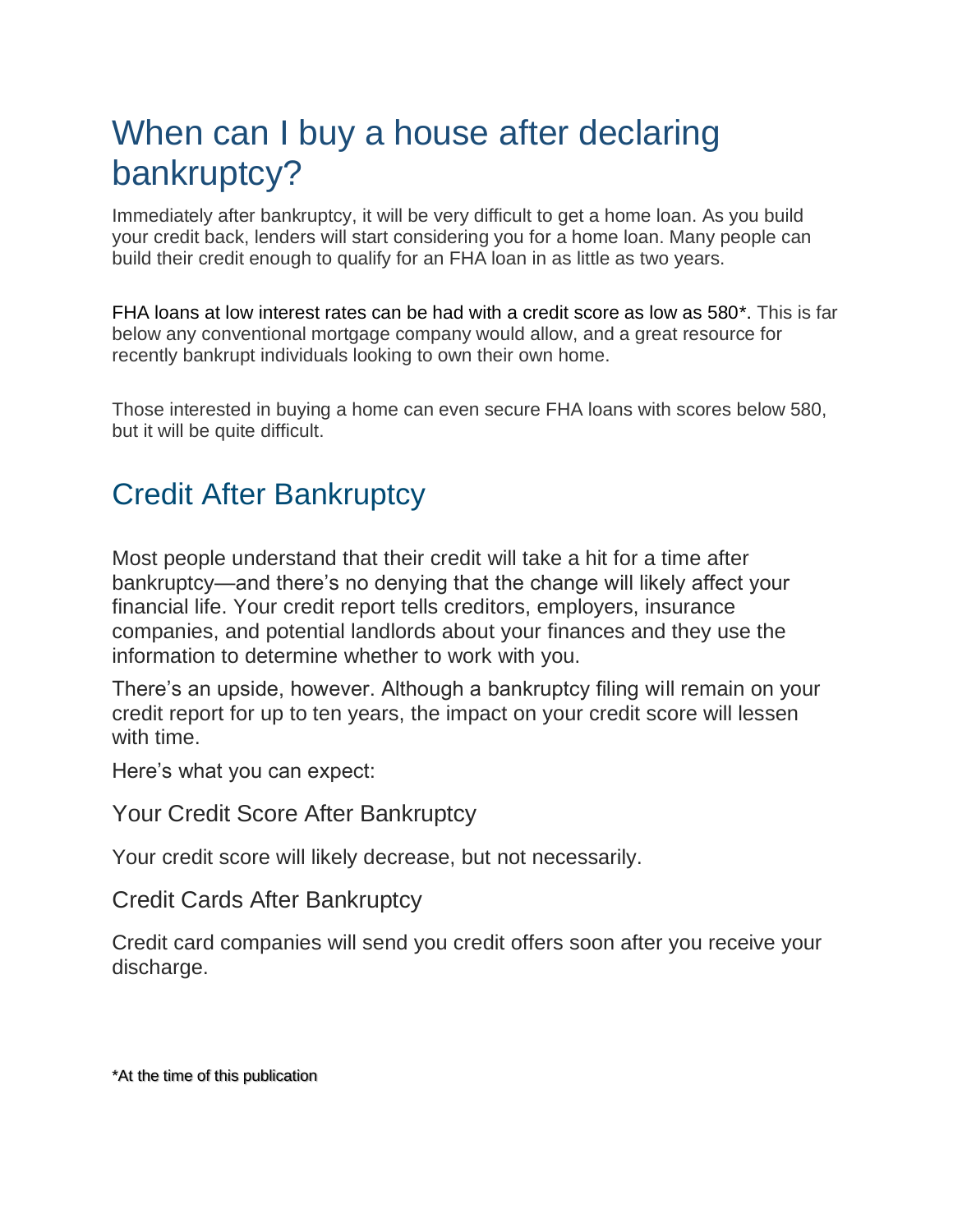# When can I buy a house after declaring bankruptcy?

Immediately after bankruptcy, it will be very difficult to get a home loan. As you build your credit back, lenders will start considering you for a home loan. Many people can build their credit enough to qualify for an FHA loan in as little as two years.

FHA loans at low interest rates can be had with a credit score as low as 580*. This is far below any conventional mortgage company would allow, and a great resource for recently bankrupt individuals looking to own their own home.

Those interested in buying a home can even secure FHA loans with scores below 580, but it will be quite difficult.

## Credit After Bankruptcy

Most people understand that their credit will take a hit for a time after bankruptcy—and there's no denying that the change will likely affect your financial life. Your credit report tells creditors, employers, insurance companies, and potential landlords about your finances and they use the information to determine whether to work with you.

There's an upside, however. Although a bankruptcy filing will remain on your credit report for up to ten years, the impact on your credit score will lessen with time.

Here's what you can expect:

### Your Credit Score After Bankruptcy

Your credit score will likely decrease, but not necessarily.

### Credit Cards After Bankruptcy

Credit card companies will send you credit offers soon after you receive your discharge.

*At the time of this publication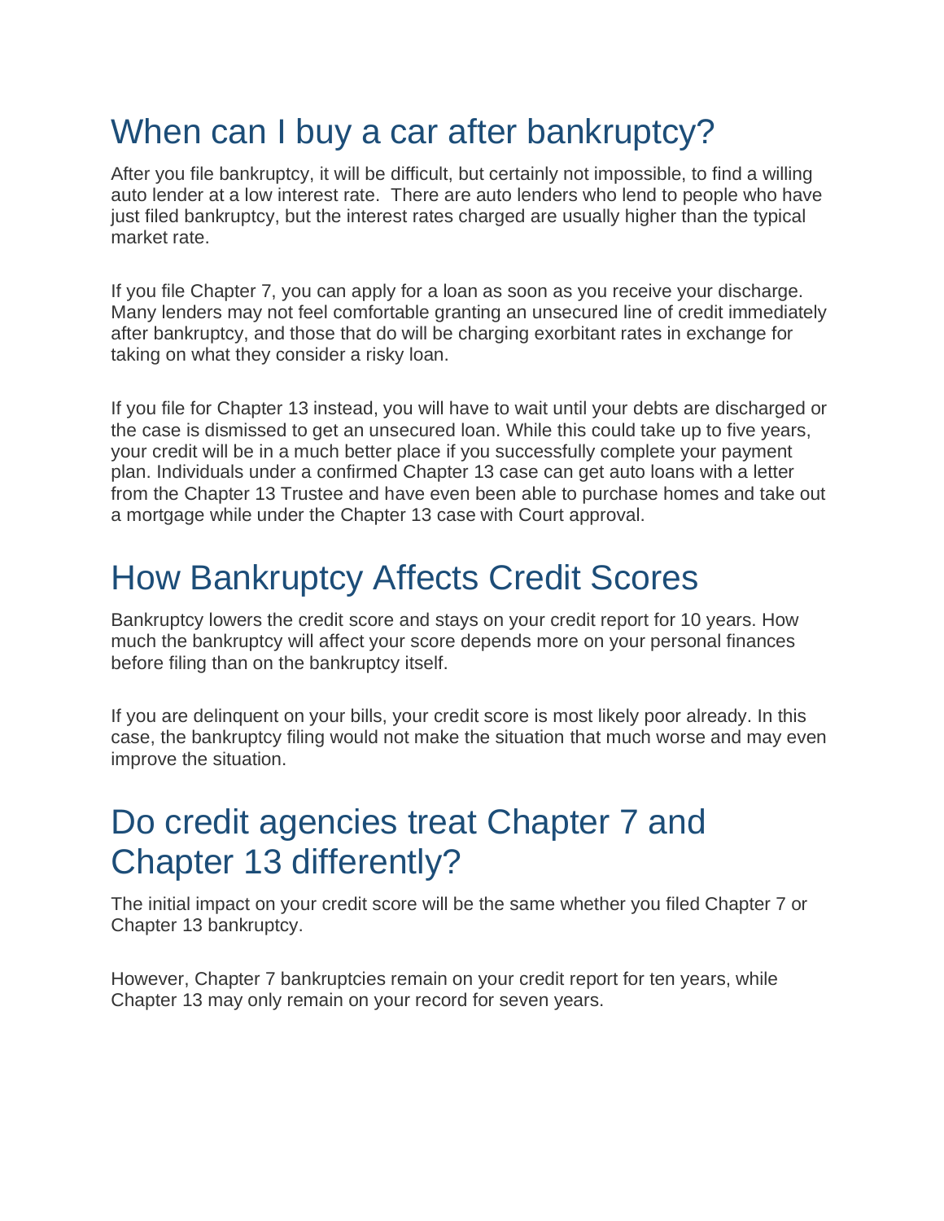## When can I buy a car after bankruptcy?

After you file bankruptcy, it will be difficult, but certainly not impossible, to find a willing auto lender at a low interest rate. There are auto lenders who lend to people who have just filed bankruptcy, but the interest rates charged are usually higher than the typical market rate.

If you file Chapter 7, you can apply for a loan as soon as you receive your discharge. Many lenders may not feel comfortable granting an unsecured line of credit immediately after bankruptcy, and those that do will be charging exorbitant rates in exchange for taking on what they consider a risky loan.

If you file for Chapter 13 instead, you will have to wait until your debts are discharged or the case is dismissed to get an unsecured loan. While this could take up to five years, your credit will be in a much better place if you successfully complete your payment plan. Individuals under a confirmed Chapter 13 case can get auto loans with a letter from the Chapter 13 Trustee and have even been able to purchase homes and take out a mortgage while under the Chapter 13 case with Court approval.

## How Bankruptcy Affects Credit Scores

Bankruptcy lowers the credit score and stays on your credit report for 10 years. How much the bankruptcy will affect your score depends more on your personal finances before filing than on the bankruptcy itself.

If you are delinquent on your bills, your credit score is most likely poor already. In this case, the bankruptcy filing would not make the situation that much worse and may even improve the situation.

## Do credit agencies treat Chapter 7 and Chapter 13 differently?

The initial impact on your credit score will be the same whether you filed Chapter 7 or Chapter 13 bankruptcy.

However, Chapter 7 bankruptcies remain on your credit report for ten years, while Chapter 13 may only remain on your record for seven years.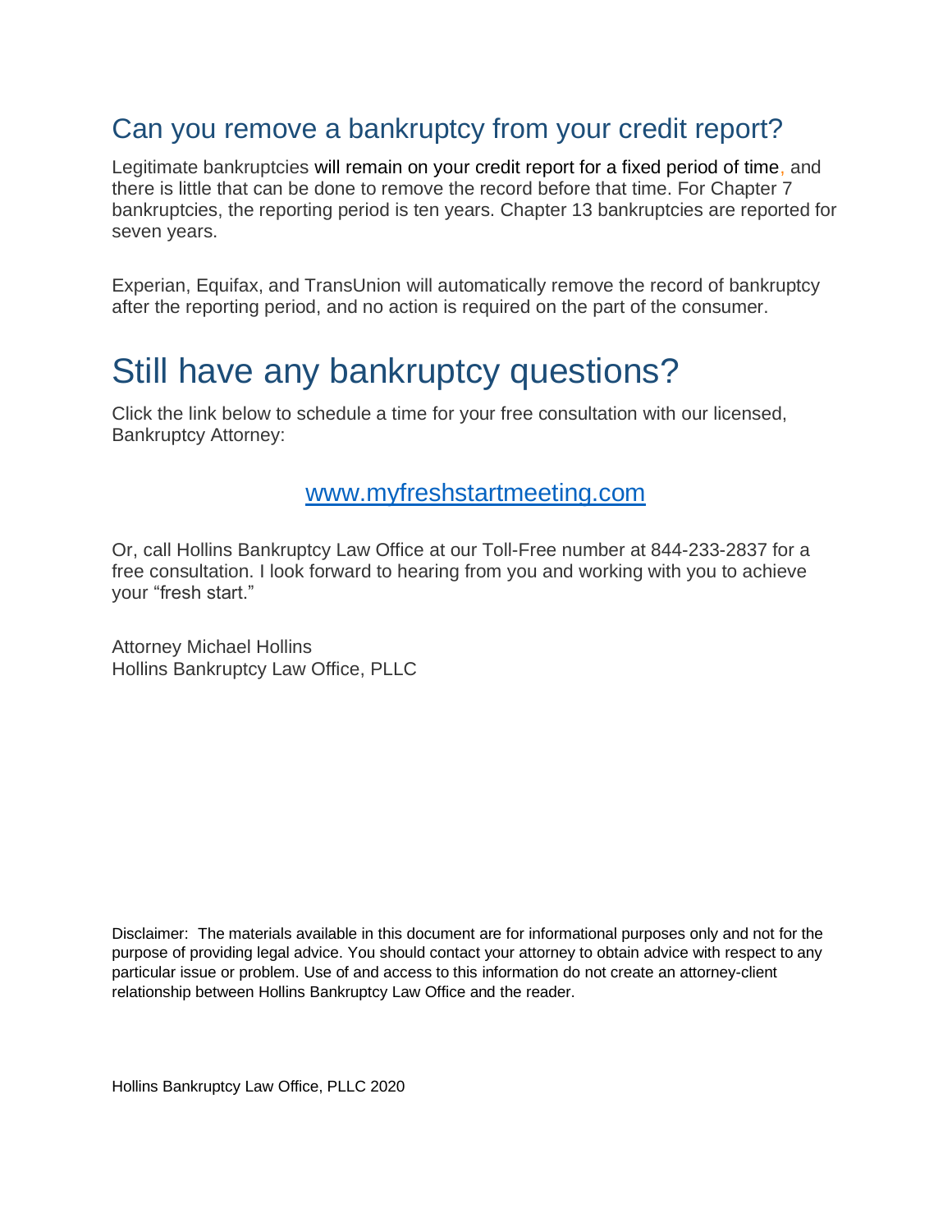## Can you remove a bankruptcy from your credit report?

Legitimate bankruptcies will remain on your credit report for a fixed period of time, and there is little that can be done to remove the record before that time. For Chapter 7 bankruptcies, the reporting period is ten years. Chapter 13 bankruptcies are reported for seven years.

Experian, Equifax, and TransUnion will automatically remove the record of bankruptcy after the reporting period, and no action is required on the part of the consumer.

# Still have any bankruptcy questions?

Click the link below to schedule a time for your free consultation with our licensed, Bankruptcy Attorney:

[www.myfreshstartmeeting.com](http://www.myfreshstartmeeting.com)

Or, call Hollins Bankruptcy Law Office at our Toll-Free number at 844-233-2837 for a free consultation. I look forward to hearing from you and working with you to achieve your "fresh start."

Attorney Michael Hollins
Hollins Bankruptcy Law Office, PLLC

Disclaimer: The materials available in this document are for informational purposes only and not for the purpose of providing legal advice. You should contact your attorney to obtain advice with respect to any particular issue or problem. Use of and access to this information do not create an attorney-client relationship between Hollins Bankruptcy Law Office and the reader.

Hollins Bankruptcy Law Office, PLLC 2020